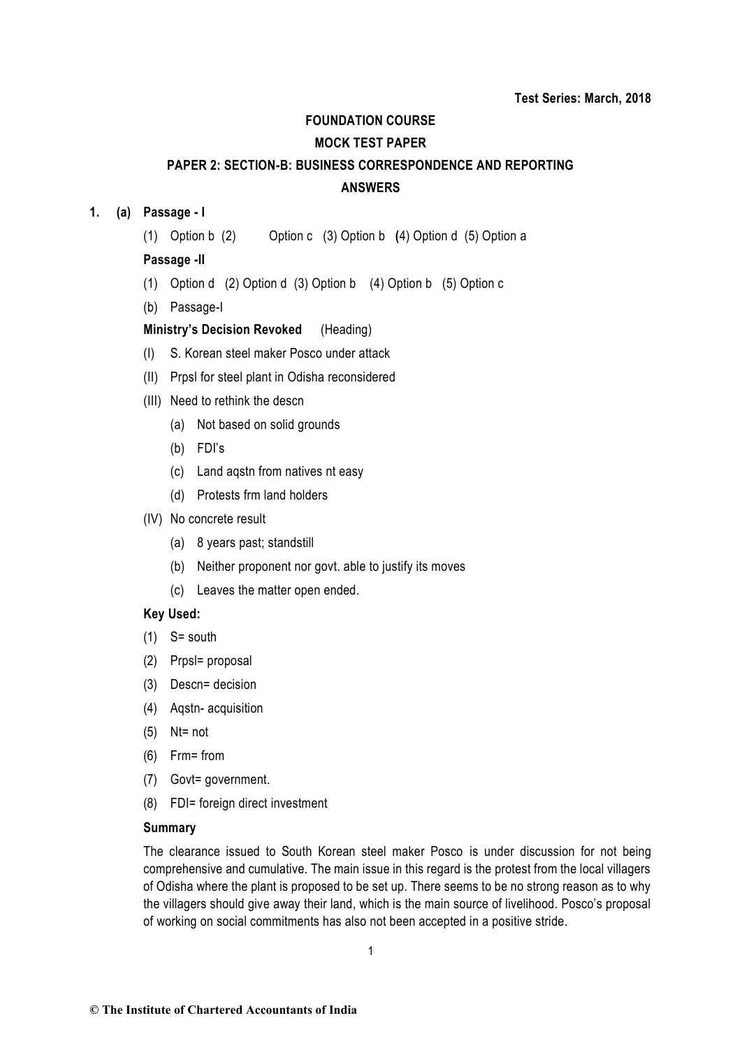**Test Series: March, 2018**

# FOUNDATION COURSE

## MOCK TEST PAPER

## PAPER 2: SECTION-B: BUSINESS CORRESPONDENCE AND REPORTING

## ANSWERS

**1. (a) Passage - I**

(1) Option b (2) Option c (3) Option b (4) Option d (5) Option a

**Passage -II**

(1) Option d (2) Option d (3) Option b (4) Option b (5) Option c

(b) Passage-I

**Ministry's Decision Revoked** (Heading)

(I) S. Korean steel maker Posco under attack

(II) Prpsl for steel plant in Odisha reconsidered

(III) Need to rethink the descn

- (a) Not based on solid grounds
- (b) FDI's
- (c) Land aqstn from natives nt easy
- (d) Protests frm land holders

(IV) No concrete result

- (a) 8 years past; standstill
- (b) Neither proponent nor govt. able to justify its moves
- (c) Leaves the matter open ended.

**Key Used:**

(1) S= south

(2) Prpsl= proposal

(3) Descn= decision

(4) Aqstn- acquisition

(5) Nt= not

(6) Frm= from

(7) Govt= government.

(8) FDI= foreign direct investment

**Summary**

The clearance issued to South Korean steel maker Posco is under discussion for not being comprehensive and cumulative. The main issue in this regard is the protest from the local villagers of Odisha where the plant is proposed to be set up. There seems to be no strong reason as to why the villagers should give away their land, which is the main source of livelihood. Posco's proposal of working on social commitments has also not been accepted in a positive stride.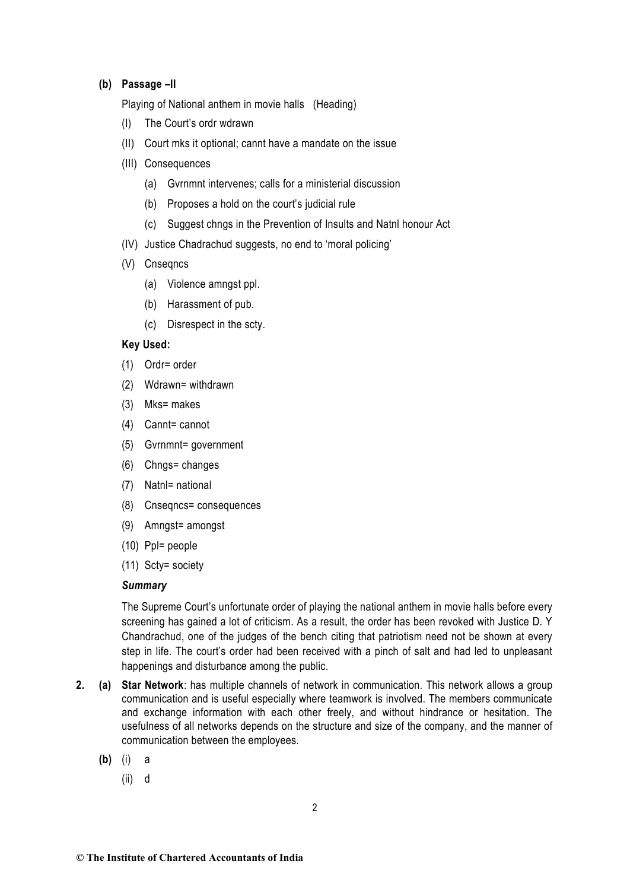**(b) Passage –II**

Playing of National anthem in movie halls (Heading)

(I) The Court's ordr wdrawn

(II) Court mks it optional; cannt have a mandate on the issue

(III) Consequences

  (a) Gvrnmnt intervenes; calls for a ministerial discussion

  (b) Proposes a hold on the court's judicial rule

  (c) Suggest chngs in the Prevention of Insults and Natnl honour Act

(IV) Justice Chadrachud suggests, no end to 'moral policing'

(V) Cnseqncs

  (a) Violence amngst ppl.

  (b) Harassment of pub.

  (c) Disrespect in the scty.

**Key Used:**

(1) Ordr= order

(2) Wdrawn= withdrawn

(3) Mks= makes

(4) Cannt= cannot

(5) Gvrnmnt= government

(6) Chngs= changes

(7) Natnl= national

(8) Cnseqncs= consequences

(9) Amngst= amongst

(10) Ppl= people

(11) Scty= society

***Summary***

The Supreme Court's unfortunate order of playing the national anthem in movie halls before every screening has gained a lot of criticism. As a result, the order has been revoked with Justice D. Y Chandrachud, one of the judges of the bench citing that patriotism need not be shown at every step in life. The court's order had been received with a pinch of salt and had led to unpleasant happenings and disturbance among the public.

**2. (a) Star Network**: has multiple channels of network in communication. This network allows a group communication and is useful especially where teamwork is involved. The members communicate and exchange information with each other freely, and without hindrance or hesitation. The usefulness of all networks depends on the structure and size of the company, and the manner of communication between the employees.

**(b)** (i) a

(ii) d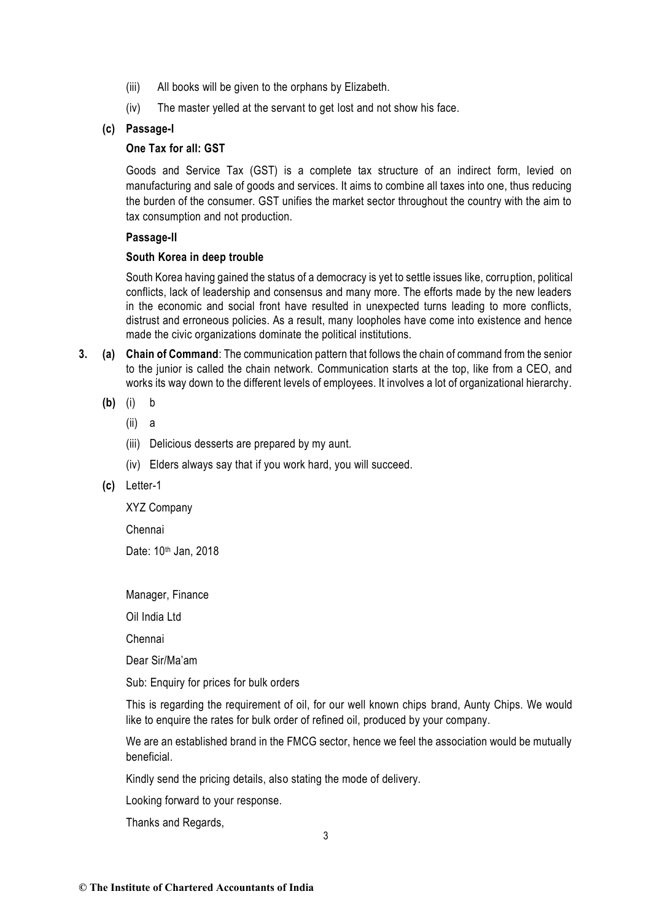(iii) All books will be given to the orphans by Elizabeth.

(iv) The master yelled at the servant to get lost and not show his face.

**(c) Passage-I**

**One Tax for all: GST**

Goods and Service Tax (GST) is a complete tax structure of an indirect form, levied on manufacturing and sale of goods and services. It aims to combine all taxes into one, thus reducing the burden of the consumer. GST unifies the market sector throughout the country with the aim to tax consumption and not production.

**Passage-II**

**South Korea in deep trouble**

South Korea having gained the status of a democracy is yet to settle issues like, corruption, political conflicts, lack of leadership and consensus and many more. The efforts made by the new leaders in the economic and social front have resulted in unexpected turns leading to more conflicts, distrust and erroneous policies. As a result, many loopholes have come into existence and hence made the civic organizations dominate the political institutions.

**3. (a) Chain of Command**: The communication pattern that follows the chain of command from the senior to the junior is called the chain network. Communication starts at the top, like from a CEO, and works its way down to the different levels of employees. It involves a lot of organizational hierarchy.

**(b)** (i) b

(ii) a

(iii) Delicious desserts are prepared by my aunt.

(iv) Elders always say that if you work hard, you will succeed.

**(c)** Letter-1

XYZ Company

Chennai

Date: 10th Jan, 2018

Manager, Finance

Oil India Ltd

Chennai

Dear Sir/Ma'am

Sub: Enquiry for prices for bulk orders

This is regarding the requirement of oil, for our well known chips brand, Aunty Chips. We would like to enquire the rates for bulk order of refined oil, produced by your company.

We are an established brand in the FMCG sector, hence we feel the association would be mutually beneficial.

Kindly send the pricing details, also stating the mode of delivery.

Looking forward to your response.

Thanks and Regards,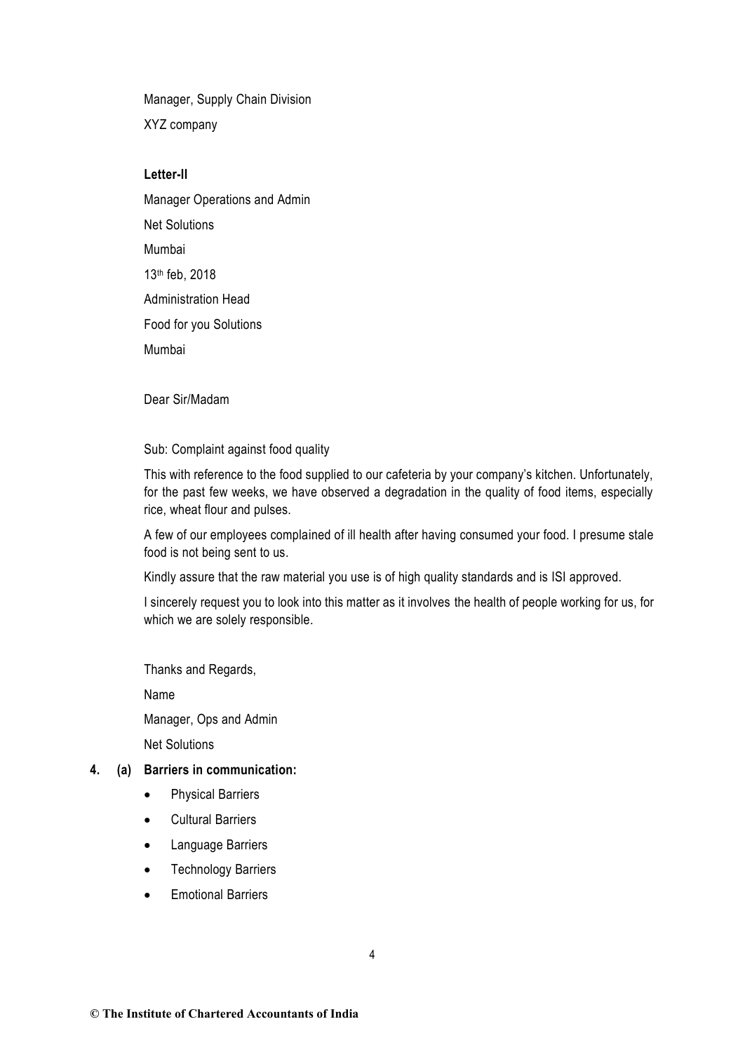Manager, Supply Chain Division

XYZ company

**Letter-II**

Manager Operations and Admin

Net Solutions

Mumbai

13th feb, 2018

Administration Head

Food for you Solutions

Mumbai

Dear Sir/Madam

Sub: Complaint against food quality

This with reference to the food supplied to our cafeteria by your company's kitchen. Unfortunately, for the past few weeks, we have observed a degradation in the quality of food items, especially rice, wheat flour and pulses.

A few of our employees complained of ill health after having consumed your food. I presume stale food is not being sent to us.

Kindly assure that the raw material you use is of high quality standards and is ISI approved.

I sincerely request you to look into this matter as it involves the health of people working for us, for which we are solely responsible.

Thanks and Regards,

Name

Manager, Ops and Admin

Net Solutions

**4. (a) Barriers in communication:**

- Physical Barriers
- Cultural Barriers
- Language Barriers
- Technology Barriers
- Emotional Barriers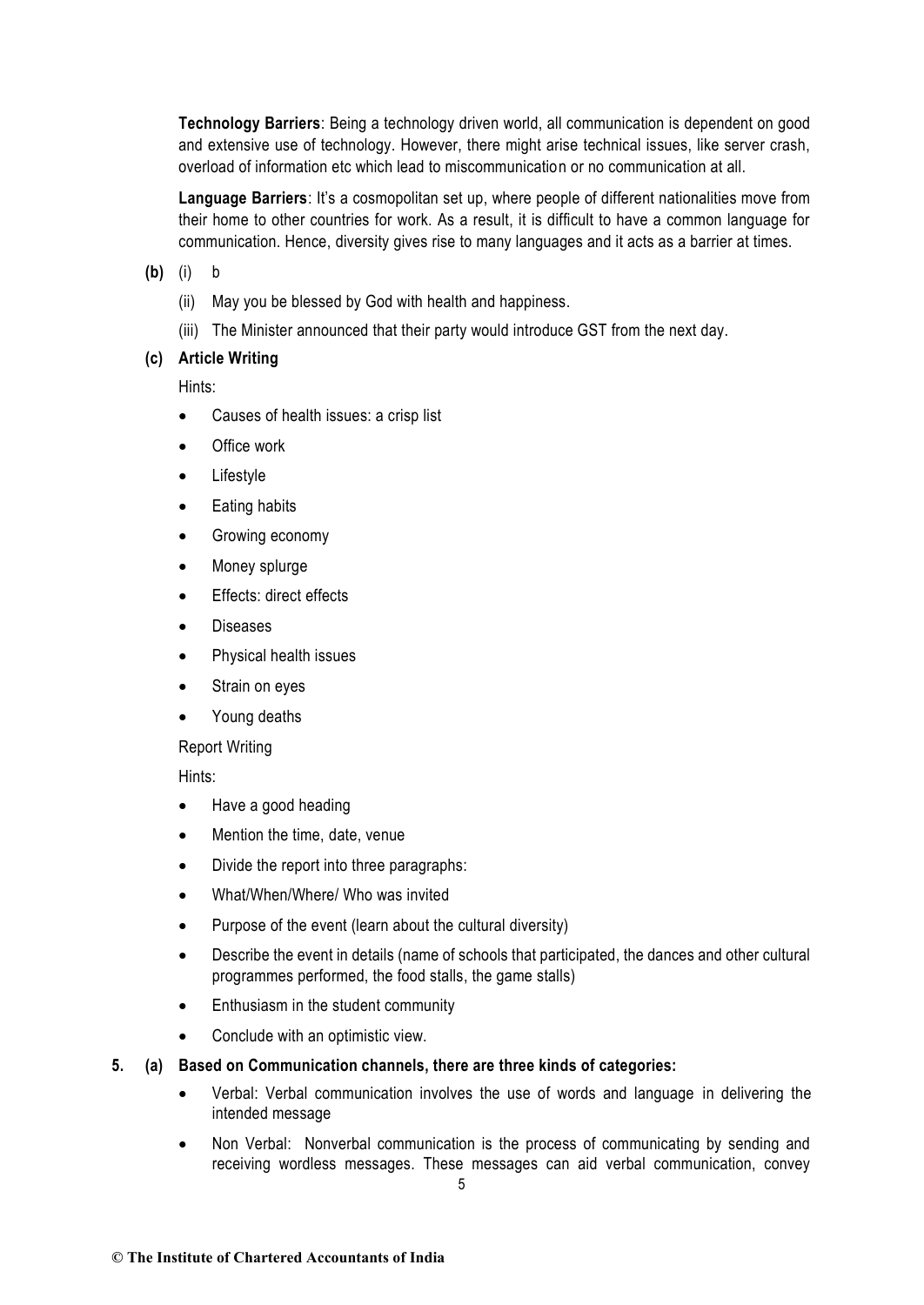**Technology Barriers**: Being a technology driven world, all communication is dependent on good and extensive use of technology. However, there might arise technical issues, like server crash, overload of information etc which lead to miscommunication or no communication at all.

**Language Barriers**: It's a cosmopolitan set up, where people of different nationalities move from their home to other countries for work. As a result, it is difficult to have a common language for communication. Hence, diversity gives rise to many languages and it acts as a barrier at times.

**(b)** (i) b

(ii) May you be blessed by God with health and happiness.

(iii) The Minister announced that their party would introduce GST from the next day.

**(c) Article Writing**

Hints:

- Causes of health issues: a crisp list
- Office work
- Lifestyle
- Eating habits
- Growing economy
- Money splurge
- Effects: direct effects
- Diseases
- Physical health issues
- Strain on eyes
- Young deaths

Report Writing

Hints:

- Have a good heading
- Mention the time, date, venue
- Divide the report into three paragraphs:
- What/When/Where/ Who was invited
- Purpose of the event (learn about the cultural diversity)
- Describe the event in details (name of schools that participated, the dances and other cultural programmes performed, the food stalls, the game stalls)
- Enthusiasm in the student community
- Conclude with an optimistic view.

**5. (a) Based on Communication channels, there are three kinds of categories:**

- Verbal: Verbal communication involves the use of words and language in delivering the intended message
- Non Verbal: Nonverbal communication is the process of communicating by sending and receiving wordless messages. These messages can aid verbal communication, convey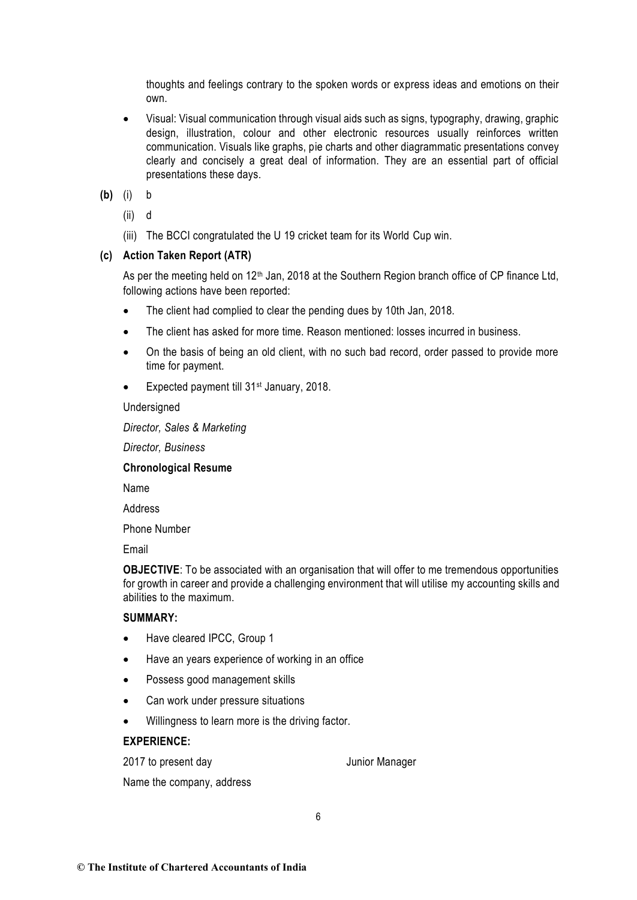thoughts and feelings contrary to the spoken words or express ideas and emotions on their own.

- Visual: Visual communication through visual aids such as signs, typography, drawing, graphic design, illustration, colour and other electronic resources usually reinforces written communication. Visuals like graphs, pie charts and other diagrammatic presentations convey clearly and concisely a great deal of information. They are an essential part of official presentations these days.

**(b)** (i) b

(ii) d

(iii) The BCCI congratulated the U 19 cricket team for its World Cup win.

**(c) Action Taken Report (ATR)**

As per the meeting held on 12th Jan, 2018 at the Southern Region branch office of CP finance Ltd, following actions have been reported:

- The client had complied to clear the pending dues by 10th Jan, 2018.
- The client has asked for more time. Reason mentioned: losses incurred in business.
- On the basis of being an old client, with no such bad record, order passed to provide more time for payment.
- Expected payment till 31st January, 2018.

Undersigned

*Director, Sales & Marketing*

*Director, Business*

**Chronological Resume**

Name

Address

Phone Number

Email

**OBJECTIVE**: To be associated with an organisation that will offer to me tremendous opportunities for growth in career and provide a challenging environment that will utilise my accounting skills and abilities to the maximum.

**SUMMARY:**

- Have cleared IPCC, Group 1
- Have an years experience of working in an office
- Possess good management skills
- Can work under pressure situations
- Willingness to learn more is the driving factor.

**EXPERIENCE:**

2017 to present day Junior Manager

Name the company, address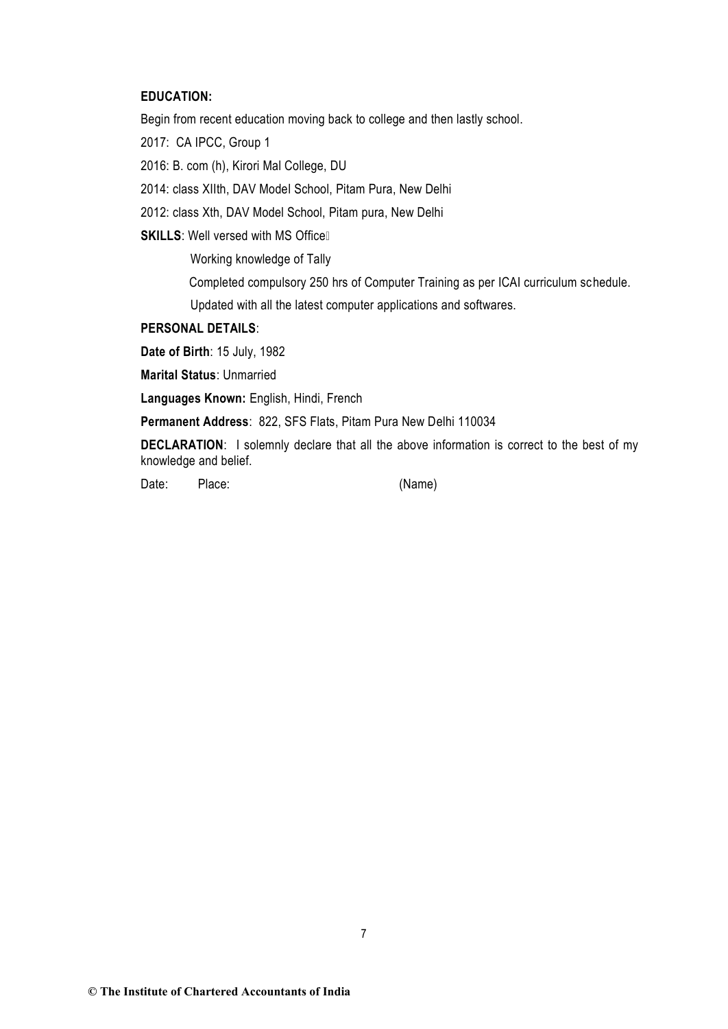**EDUCATION:**

Begin from recent education moving back to college and then lastly school.

2017: CA IPCC, Group 1

2016: B. com (h), Kirori Mal College, DU

2014: class XIIth, DAV Model School, Pitam Pura, New Delhi

2012: class Xth, DAV Model School, Pitam pura, New Delhi

**SKILLS**: Well versed with MS Office

Working knowledge of Tally

Completed compulsory 250 hrs of Computer Training as per ICAI curriculum schedule.

Updated with all the latest computer applications and softwares.

**PERSONAL DETAILS**:

**Date of Birth**: 15 July, 1982

**Marital Status**: Unmarried

**Languages Known:** English, Hindi, French

**Permanent Address**: 822, SFS Flats, Pitam Pura New Delhi 110034

**DECLARATION**: I solemnly declare that all the above information is correct to the best of my knowledge and belief.

Date: Place: (Name)

**© The Institute of Chartered Accountants of India**